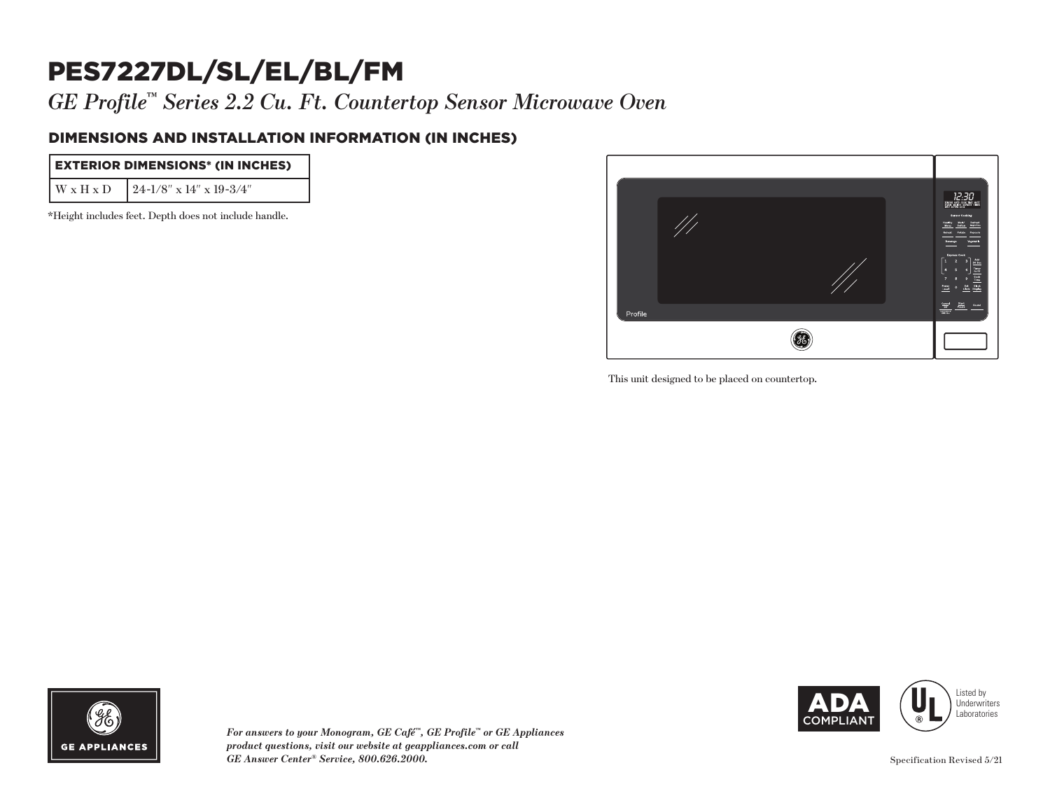# PES7227DL/SL/EL/BL/FM

*GE Profile™ Series 2.2 Cu. Ft. Countertop Sensor Microwave Oven*

## DIMENSIONS AND INSTALLATION INFORMATION (IN INCHES)

| EXTERIOR DIMENSIONS* (IN INCHES) | |
|---|---|
| W x H x D | 24-1/8″ x 14″ x 19-3/4″ |

*Height includes feet. Depth does not include handle.

This unit designed to be placed on countertop.

***For answers to your Monogram, GE Café™, GE Profile™ or GE Appliances product questions, visit our website at geappliances.com or call GE Answer Center® Service, 800.626.2000.***

ADA COMPLIANT

Listed by Underwriters Laboratories

Specification Revised 5/21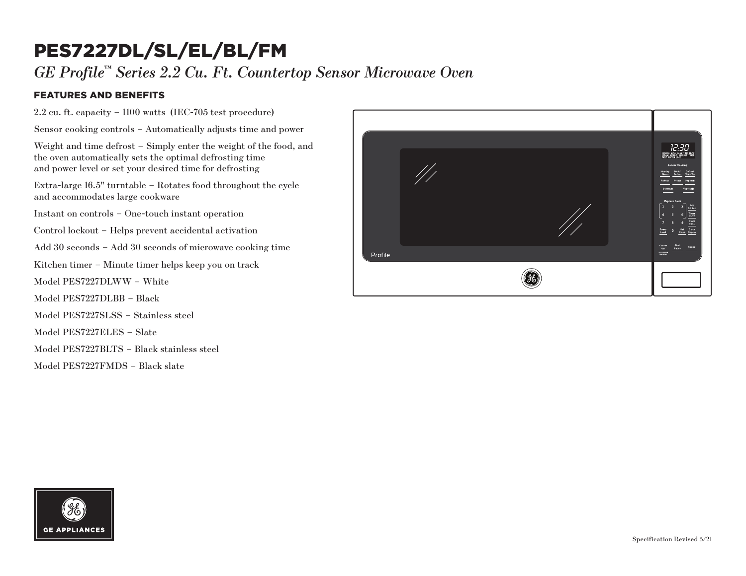# PES7227DL/SL/EL/BL/FM

*GE Profile™ Series 2.2 Cu. Ft. Countertop Sensor Microwave Oven*

### FEATURES AND BENEFITS

2.2 cu. ft. capacity – 1100 watts (IEC-705 test procedure)

Sensor cooking controls – Automatically adjusts time and power

Weight and time defrost – Simply enter the weight of the food, and the oven automatically sets the optimal defrosting time and power level or set your desired time for defrosting

Extra-large 16.5" turntable – Rotates food throughout the cycle and accommodates large cookware

Instant on controls – One-touch instant operation

Control lockout – Helps prevent accidental activation

Add 30 seconds – Add 30 seconds of microwave cooking time

Kitchen timer – Minute timer helps keep you on track

Model PES7227DLWW – White

Model PES7227DLBB – Black

Model PES7227SLSS – Stainless steel

Model PES7227ELES – Slate

Model PES7227BLTS – Black stainless steel

Model PES7227FMDS – Black slate

GE APPLIANCES

Specification Revised 5/21